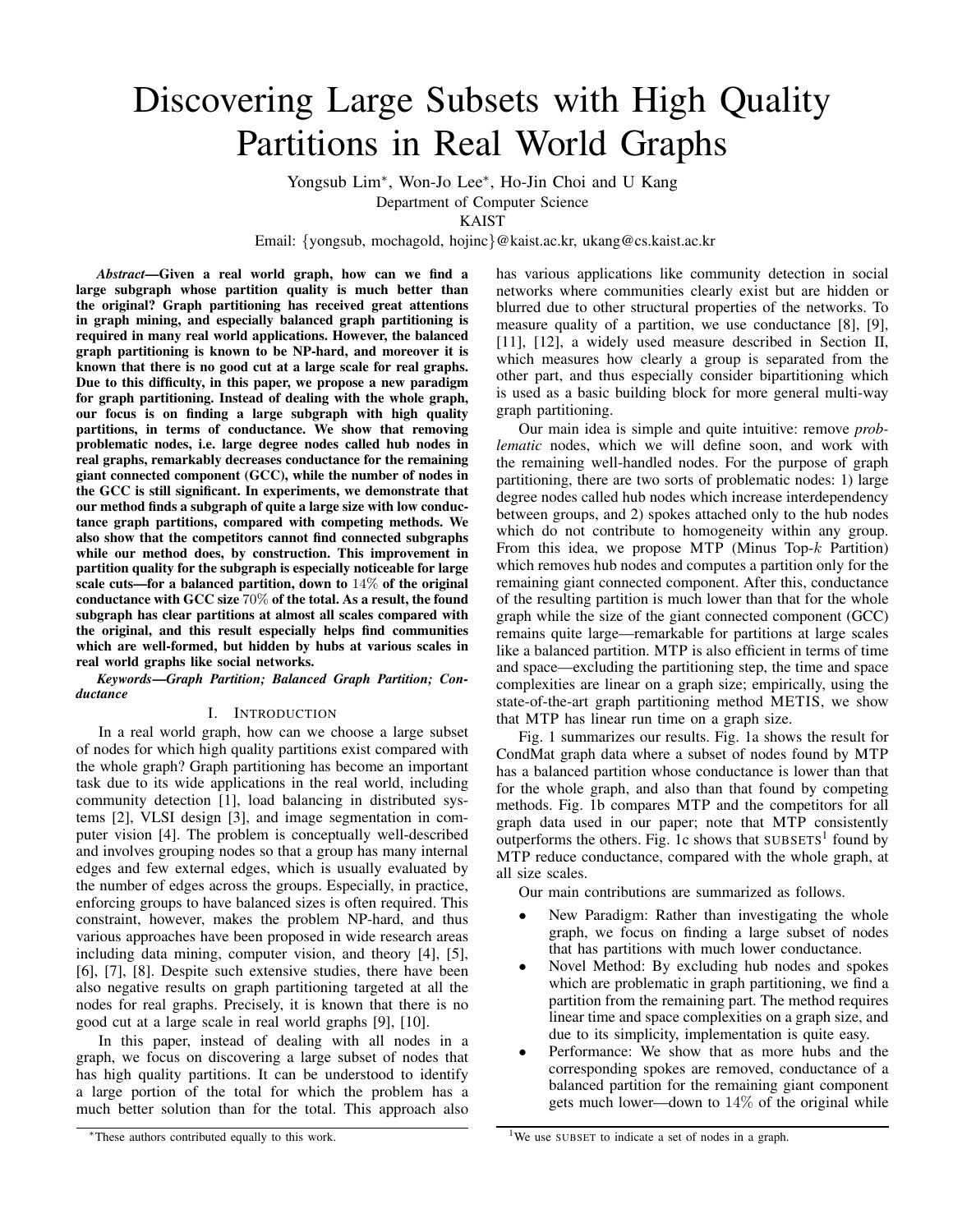# Discovering Large Subsets with High Quality Partitions in Real World Graphs

Yongsub Lim\*, Won-Jo Lee\*, Ho-Jin Choi and U Kang

Department of Computer Science

KAIST

Email: {yongsub, mochagold, hojinc}@kaist.ac.kr, ukang@cs.kaist.ac.kr

***Abstract*—Given a real world graph, how can we find a large subgraph whose partition quality is much better than the original? Graph partitioning has received great attentions in graph mining, and especially balanced graph partitioning is required in many real world applications. However, the balanced graph partitioning is known to be NP-hard, and moreover it is known that there is no good cut at a large scale for real graphs. Due to this difficulty, in this paper, we propose a new paradigm for graph partitioning. Instead of dealing with the whole graph, our focus is on finding a large subgraph with high quality partitions, in terms of conductance. We show that removing problematic nodes, i.e. large degree nodes called hub nodes in real graphs, remarkably decreases conductance for the remaining giant connected component (GCC), while the number of nodes in the GCC is still significant. In experiments, we demonstrate that our method finds a subgraph of quite a large size with low conductance graph partitions, compared with competing methods. We also show that the competitors cannot find connected subgraphs while our method does, by construction. This improvement in partition quality for the subgraph is especially noticeable for large scale cuts—for a balanced partition, down to $14\%$ of the original conductance with GCC size $70\%$ of the total. As a result, the found subgraph has clear partitions at almost all scales compared with the original, and this result especially helps find communities which are well-formed, but hidden by hubs at various scales in real world graphs like social networks.**

***Keywords*—Graph Partition; Balanced Graph Partition; Conductance**

## I. Introduction

In a real world graph, how can we choose a large subset of nodes for which high quality partitions exist compared with the whole graph? Graph partitioning has become an important task due to its wide applications in the real world, including community detection [1], load balancing in distributed systems [2], VLSI design [3], and image segmentation in computer vision [4]. The problem is conceptually well-described and involves grouping nodes so that a group has many internal edges and few external edges, which is usually evaluated by the number of edges across the groups. Especially, in practice, enforcing groups to have balanced sizes is often required. This constraint, however, makes the problem NP-hard, and thus various approaches have been proposed in wide research areas including data mining, computer vision, and theory [4], [5], [6], [7], [8]. Despite such extensive studies, there have been also negative results on graph partitioning targeted at all the nodes for real graphs. Precisely, it is known that there is no good cut at a large scale in real world graphs [9], [10].

In this paper, instead of dealing with all nodes in a graph, we focus on discovering a large subset of nodes that has high quality partitions. It can be understood to identify a large portion of the total for which the problem has a much better solution than for the total. This approach also has various applications like community detection in social networks where communities clearly exist but are hidden or blurred due to other structural properties of the networks. To measure quality of a partition, we use conductance [8], [9], [11], [12], a widely used measure described in Section II, which measures how clearly a group is separated from the other part, and thus especially consider bipartitioning which is used as a basic building block for more general multi-way graph partitioning.

Our main idea is simple and quite intuitive: remove *problematic* nodes, which we will define soon, and work with the remaining well-handled nodes. For the purpose of graph partitioning, there are two sorts of problematic nodes: 1) large degree nodes called hub nodes which increase interdependency between groups, and 2) spokes attached only to the hub nodes which do not contribute to homogeneity within any group. From this idea, we propose MTP (Minus Top-$k$ Partition) which removes hub nodes and computes a partition only for the remaining giant connected component. After this, conductance of the resulting partition is much lower than that for the whole graph while the size of the giant connected component (GCC) remains quite large—remarkable for partitions at large scales like a balanced partition. MTP is also efficient in terms of time and space—excluding the partitioning step, the time and space complexities are linear on a graph size; empirically, using the state-of-the-art graph partitioning method METIS, we show that MTP has linear run time on a graph size.

Fig. 1 summarizes our results. Fig. 1a shows the result for CondMat graph data where a subset of nodes found by MTP has a balanced partition whose conductance is lower than that for the whole graph, and also than that found by competing methods. Fig. 1b compares MTP and the competitors for all graph data used in our paper; note that MTP consistently outperforms the others. Fig. 1c shows that SUBSETS[1] found by MTP reduce conductance, compared with the whole graph, at all size scales.

Our main contributions are summarized as follows.

- New Paradigm: Rather than investigating the whole graph, we focus on finding a large subset of nodes that has partitions with much lower conductance.
- Novel Method: By excluding hub nodes and spokes which are problematic in graph partitioning, we find a partition from the remaining part. The method requires linear time and space complexities on a graph size, and due to its simplicity, implementation is quite easy.
- Performance: We show that as more hubs and the corresponding spokes are removed, conductance of a balanced partition for the remaining giant component gets much lower—down to $14\%$ of the original while

\*These authors contributed equally to this work.

[1]We use SUBSET to indicate a set of nodes in a graph.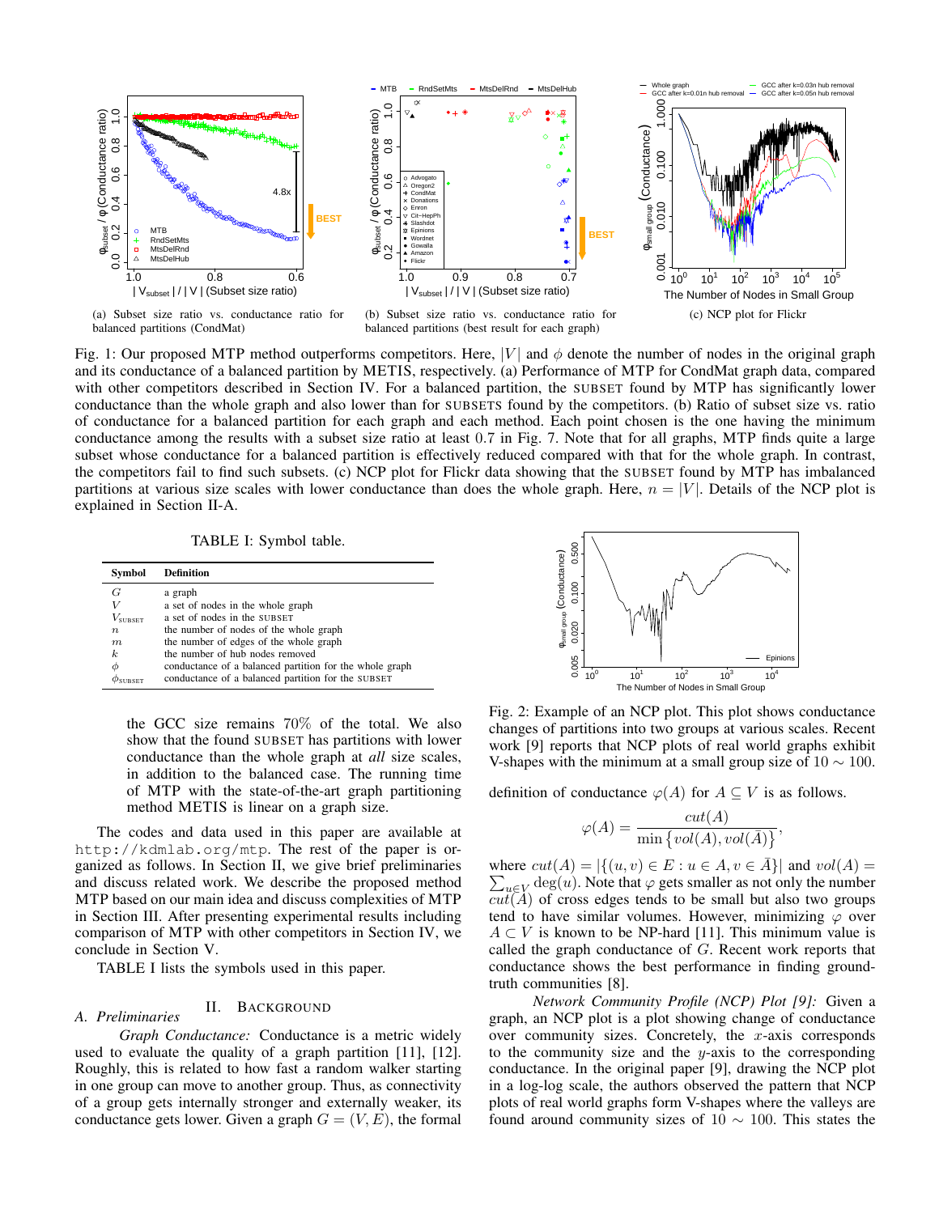(a) Subset size ratio vs. conductance ratio for balanced partitions (CondMat)

(b) Subset size ratio vs. conductance ratio for balanced partitions (best result for each graph)

(c) NCP plot for Flickr

Fig. 1: Our proposed MTP method outperforms competitors. Here, $|V|$ and $\phi$ denote the number of nodes in the original graph and its conductance of a balanced partition by METIS, respectively. (a) Performance of MTP for CondMat graph data, compared with other competitors described in Section IV. For a balanced partition, the SUBSET found by MTP has significantly lower conductance than the whole graph and also lower than for SUBSETS found by the competitors. (b) Ratio of subset size vs. ratio of conductance for a balanced partition for each graph and each method. Each point chosen is the one having the minimum conductance among the results with a subset size ratio at least 0.7 in Fig. 7. Note that for all graphs, MTP finds quite a large subset whose conductance for a balanced partition is effectively reduced compared with that for the whole graph. In contrast, the competitors fail to find such subsets. (c) NCP plot for Flickr data showing that the SUBSET found by MTP has imbalanced partitions at various size scales with lower conductance than does the whole graph. Here, $n = |V|$. Details of the NCP plot is explained in Section II-A.

TABLE I: Symbol table.

| Symbol | Definition |
|---|---|
| $G$ | a graph |
| $V$ | a set of nodes in the whole graph |
| $V_{\text{SUBSET}}$ | a set of nodes in the SUBSET |
| $n$ | the number of nodes of the whole graph |
| $m$ | the number of edges of the whole graph |
| $k$ | the number of hub nodes removed |
| $\phi$ | conductance of a balanced partition for the whole graph |
| $\phi_{\text{SUBSET}}$ | conductance of a balanced partition for the SUBSET |

the GCC size remains 70% of the total. We also show that the found SUBSET has partitions with lower conductance than the whole graph at *all* size scales, in addition to the balanced case. The running time of MTP with the state-of-the-art graph partitioning method METIS is linear on a graph size.

The codes and data used in this paper are available at http://kdmlab.org/mtp. The rest of the paper is organized as follows. In Section II, we give brief preliminaries and discuss related work. We describe the proposed method MTP based on our main idea and discuss complexities of MTP in Section III. After presenting experimental results including comparison of MTP with other competitors in Section IV, we conclude in Section V.

TABLE I lists the symbols used in this paper.

## II. Background

### A. Preliminaries

*Graph Conductance:* Conductance is a metric widely used to evaluate the quality of a graph partition [11], [12]. Roughly, this is related to how fast a random walker starting in one group can move to another group. Thus, as connectivity of a group gets internally stronger and externally weaker, its conductance gets lower. Given a graph $G = (V, E)$, the formal

Fig. 2: Example of an NCP plot. This plot shows conductance changes of partitions into two groups at various scales. Recent work [9] reports that NCP plots of real world graphs exhibit V-shapes with the minimum at a small group size of $10 \sim 100$.

definition of conductance $\varphi(A)$ for $A \subseteq V$ is as follows.

$$\varphi(A) = \frac{cut(A)}{\min\{vol(A), vol(\bar{A})\}},$$

where $cut(A) = |\{(u, v) \in E : u \in A, v \in \bar{A}\}|$ and $vol(A) = \sum_{u \in V} \deg(u)$. Note that $\varphi$ gets smaller as not only the number $cut(A)$ of cross edges tends to be small but also two groups tend to have similar volumes. However, minimizing $\varphi$ over $A \subset V$ is known to be NP-hard [11]. This minimum value is called the graph conductance of $G$. Recent work reports that conductance shows the best performance in finding ground-truth communities [8].

*Network Community Profile (NCP) Plot [9]:* Given a graph, an NCP plot is a plot showing change of conductance over community sizes. Concretely, the $x$-axis corresponds to the community size and the $y$-axis to the corresponding conductance. In the original paper [9], drawing the NCP plot in a log-log scale, the authors observed the pattern that NCP plots of real world graphs form V-shapes where the valleys are found around community sizes of $10 \sim 100$. This states the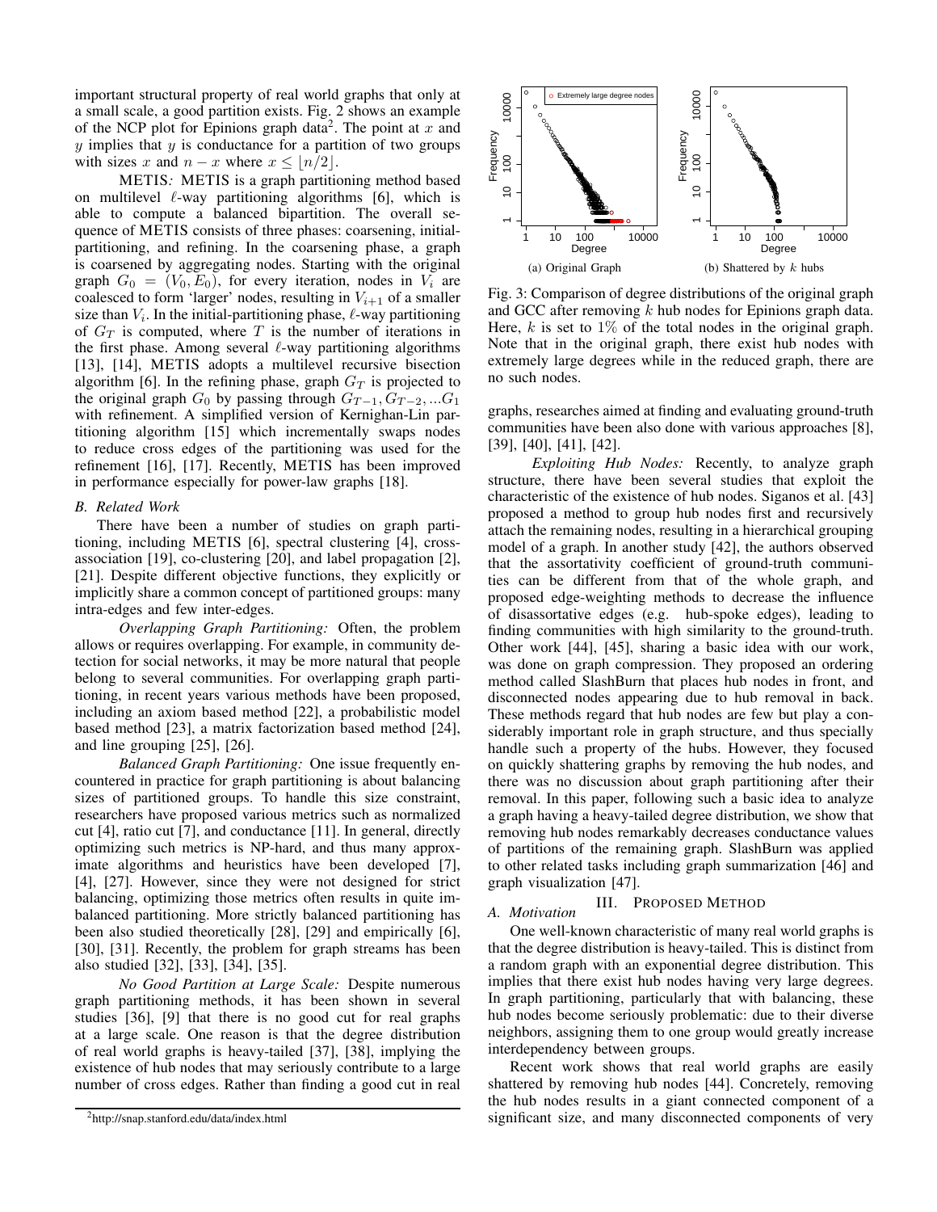important structural property of real world graphs that only at a small scale, a good partition exists. Fig. 2 shows an example of the NCP plot for Epinions graph data[2]. The point at $x$ and $y$ implies that $y$ is conductance for a partition of two groups with sizes $x$ and $n - x$ where $x \leq \lfloor n/2 \rfloor$.

*METIS:* METIS is a graph partitioning method based on multilevel $\ell$-way partitioning algorithms [6], which is able to compute a balanced bipartition. The overall sequence of METIS consists of three phases: coarsening, initial-partitioning, and refining. In the coarsening phase, a graph is coarsened by aggregating nodes. Starting with the original graph $G_0 = (V_0, E_0)$, for every iteration, nodes in $V_i$ are coalesced to form 'larger' nodes, resulting in $V_{i+1}$ of a smaller size than $V_i$. In the initial-partitioning phase, $\ell$-way partitioning of $G_T$ is computed, where $T$ is the number of iterations in the first phase. Among several $\ell$-way partitioning algorithms [13], [14], METIS adopts a multilevel recursive bisection algorithm [6]. In the refining phase, graph $G_T$ is projected to the original graph $G_0$ by passing through $G_{T-1}, G_{T-2}, ...G_1$ with refinement. A simplified version of Kernighan-Lin partitioning algorithm [15] which incrementally swaps nodes to reduce cross edges of the partitioning was used for the refinement [16], [17]. Recently, METIS has been improved in performance especially for power-law graphs [18].

## B. Related Work

There have been a number of studies on graph partitioning, including METIS [6], spectral clustering [4], cross-association [19], co-clustering [20], and label propagation [2], [21]. Despite different objective functions, they explicitly or implicitly share a common concept of partitioned groups: many intra-edges and few inter-edges.

*Overlapping Graph Partitioning:* Often, the problem allows or requires overlapping. For example, in community detection for social networks, it may be more natural that people belong to several communities. For overlapping graph partitioning, in recent years various methods have been proposed, including an axiom based method [22], a probabilistic model based method [23], a matrix factorization based method [24], and line grouping [25], [26].

*Balanced Graph Partitioning:* One issue frequently encountered in practice for graph partitioning is about balancing sizes of partitioned groups. To handle this size constraint, researchers have proposed various metrics such as normalized cut [4], ratio cut [7], and conductance [11]. In general, directly optimizing such metrics is NP-hard, and thus many approximate algorithms and heuristics have been developed [7], [4], [27]. However, since they were not designed for strict balancing, optimizing those metrics often results in quite imbalanced partitioning. More strictly balanced partitioning has been also studied theoretically [28], [29] and empirically [6], [30], [31]. Recently, the problem for graph streams has been also studied [32], [33], [34], [35].

*No Good Partition at Large Scale:* Despite numerous graph partitioning methods, it has been shown in several studies [36], [9] that there is no good cut for real graphs at a large scale. One reason is that the degree distribution of real world graphs is heavy-tailed [37], [38], implying the existence of hub nodes that may seriously contribute to a large number of cross edges. Rather than finding a good cut in real graphs, researches aimed at finding and evaluating ground-truth communities have been also done with various approaches [8], [39], [40], [41], [42].

[2]http://snap.stanford.edu/data/index.html

(a) Original Graph (b) Shattered by $k$ hubs

Fig. 3: Comparison of degree distributions of the original graph and GCC after removing $k$ hub nodes for Epinions graph data. Here, $k$ is set to 1% of the total nodes in the original graph. Note that in the original graph, there exist hub nodes with extremely large degrees while in the reduced graph, there are no such nodes.

*Exploiting Hub Nodes:* Recently, to analyze graph structure, there have been several studies that exploit the characteristic of the existence of hub nodes. Siganos et al. [43] proposed a method to group hub nodes first and recursively attach the remaining nodes, resulting in a hierarchical grouping model of a graph. In another study [42], the authors observed that the assortativity coefficient of ground-truth communities can be different from that of the whole graph, and proposed edge-weighting methods to decrease the influence of disassortative edges (e.g. hub-spoke edges), leading to finding communities with high similarity to the ground-truth. Other work [44], [45], sharing a basic idea with our work, was done on graph compression. They proposed an ordering method called SlashBurn that places hub nodes in front, and disconnected nodes appearing due to hub removal in back. These methods regard that hub nodes are few but play a considerably important role in graph structure, and thus specially handle such a property of the hubs. However, they focused on quickly shattering graphs by removing the hub nodes, and there was no discussion about graph partitioning after their removal. In this paper, following such a basic idea to analyze a graph having a heavy-tailed degree distribution, we show that removing hub nodes remarkably decreases conductance values of partitions of the remaining graph. SlashBurn was applied to other related tasks including graph summarization [46] and graph visualization [47].

# III. Proposed Method

## A. Motivation

One well-known characteristic of many real world graphs is that the degree distribution is heavy-tailed. This is distinct from a random graph with an exponential degree distribution. This implies that there exist hub nodes having very large degrees. In graph partitioning, particularly that with balancing, these hub nodes become seriously problematic: due to their diverse neighbors, assigning them to one group would greatly increase interdependency between groups.

Recent work shows that real world graphs are easily shattered by removing hub nodes [44]. Concretely, removing the hub nodes results in a giant connected component of a significant size, and many disconnected components of very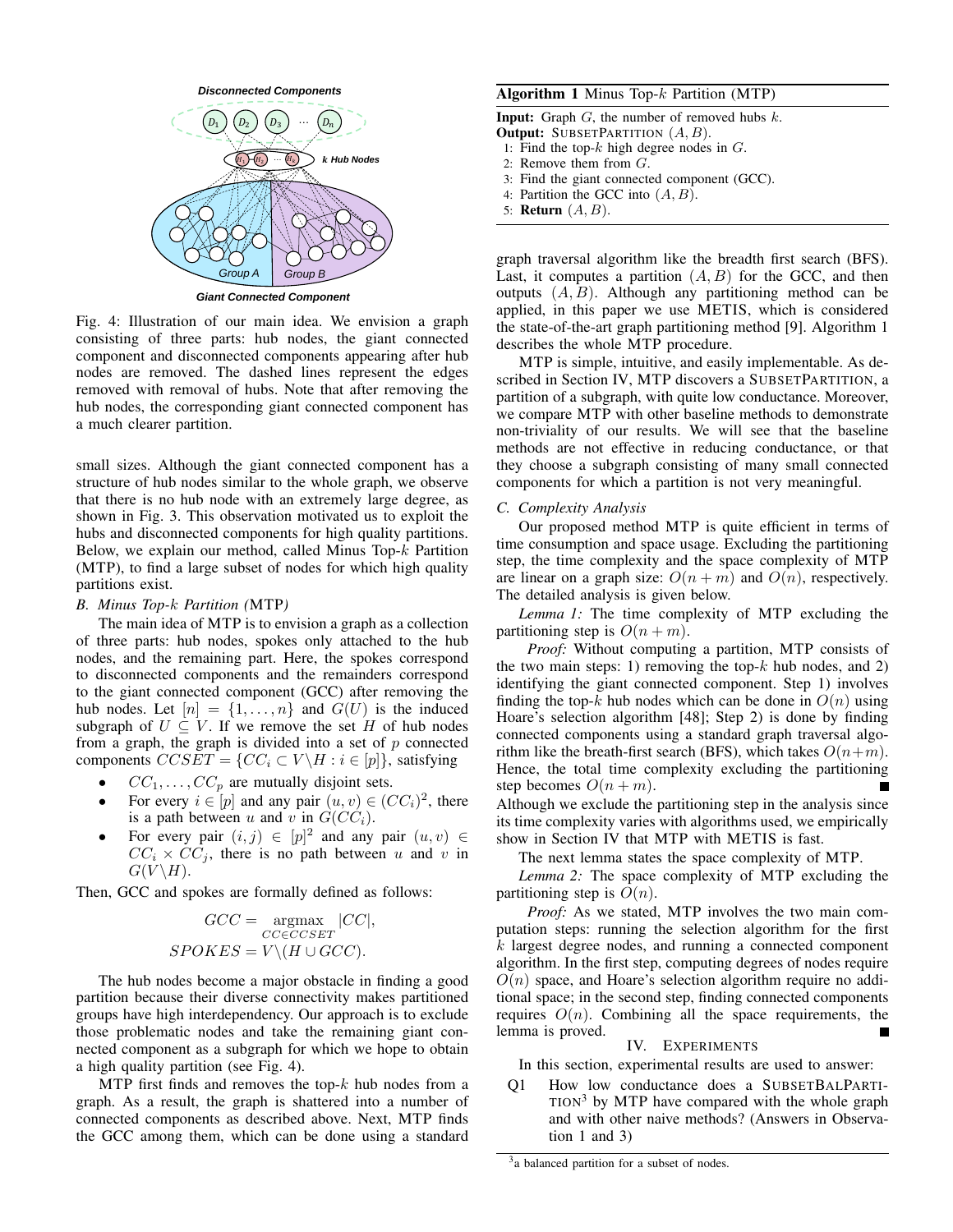Fig. 4: Illustration of our main idea. We envision a graph consisting of three parts: hub nodes, the giant connected component and disconnected components appearing after hub nodes are removed. The dashed lines represent the edges removed with removal of hubs. Note that after removing the hub nodes, the corresponding giant connected component has a much clearer partition.

small sizes. Although the giant connected component has a structure of hub nodes similar to the whole graph, we observe that there is no hub node with an extremely large degree, as shown in Fig. 3. This observation motivated us to exploit the hubs and disconnected components for high quality partitions. Below, we explain our method, called Minus Top-$k$ Partition (MTP), to find a large subset of nodes for which high quality partitions exist.

### B. Minus Top-$k$ Partition (MTP)

The main idea of MTP is to envision a graph as a collection of three parts: hub nodes, spokes only attached to the hub nodes, and the remaining part. Here, the spokes correspond to disconnected components and the remainders correspond to the giant connected component (GCC) after removing the hub nodes. Let $[n] = \{1, \ldots, n\}$ and $G(U)$ is the induced subgraph of $U \subseteq V$. If we remove the set $H$ of hub nodes from a graph, the graph is divided into a set of $p$ connected components $CCSET = \{CC_i \subset V \backslash H : i \in [p]\}$, satisfying

- $CC_1, \ldots, CC_p$ are mutually disjoint sets.
- For every $i \in [p]$ and any pair $(u, v) \in (CC_i)^2$, there is a path between $u$ and $v$ in $G(CC_i)$.
- For every pair $(i, j) \in [p]^2$ and any pair $(u, v) \in CC_i \times CC_j$, there is no path between $u$ and $v$ in $G(V \backslash H)$.

Then, GCC and spokes are formally defined as follows:

$$GCC = \underset{CC \in CCSET}{\operatorname{argmax}} |CC|,$$
$$SPOKES = V \backslash (H \cup GCC).$$

The hub nodes become a major obstacle in finding a good partition because their diverse connectivity makes partitioned groups have high interdependency. Our approach is to exclude those problematic nodes and take the remaining giant connected component as a subgraph for which we hope to obtain a high quality partition (see Fig. 4).

MTP first finds and removes the top-$k$ hub nodes from a graph. As a result, the graph is shattered into a number of connected components as described above. Next, MTP finds the GCC among them, which can be done using a standard graph traversal algorithm like the breadth first search (BFS). Last, it computes a partition $(A, B)$ for the GCC, and then outputs $(A, B)$. Although any partitioning method can be applied, in this paper we use METIS, which is considered the state-of-the-art graph partitioning method [9]. Algorithm 1 describes the whole MTP procedure.

**Algorithm 1** Minus Top-$k$ Partition (MTP)

**Input:** Graph $G$, the number of removed hubs $k$.
**Output:** SUBSETPARTITION $(A, B)$.
1: Find the top-$k$ high degree nodes in $G$.
2: Remove them from $G$.
3: Find the giant connected component (GCC).
4: Partition the GCC into $(A, B)$.
5: **Return** $(A, B)$.

MTP is simple, intuitive, and easily implementable. As described in Section IV, MTP discovers a SUBSETPARTITION, a partition of a subgraph, with quite low conductance. Moreover, we compare MTP with other baseline methods to demonstrate non-triviality of our results. We will see that the baseline methods are not effective in reducing conductance, or that they choose a subgraph consisting of many small connected components for which a partition is not very meaningful.

### C. Complexity Analysis

Our proposed method MTP is quite efficient in terms of time consumption and space usage. Excluding the partitioning step, the time complexity and the space complexity of MTP are linear on a graph size: $O(n + m)$ and $O(n)$, respectively. The detailed analysis is given below.

*Lemma 1:* The time complexity of MTP excluding the partitioning step is $O(n + m)$.

*Proof:* Without computing a partition, MTP consists of the two main steps: 1) removing the top-$k$ hub nodes, and 2) identifying the giant connected component. Step 1) involves finding the top-$k$ hub nodes which can be done in $O(n)$ using Hoare's selection algorithm [48]; Step 2) is done by finding connected components using a standard graph traversal algorithm like the breath-first search (BFS), which takes $O(n+m)$. Hence, the total time complexity excluding the partitioning step becomes $O(n + m)$. ∎

Although we exclude the partitioning step in the analysis since its time complexity varies with algorithms used, we empirically show in Section IV that MTP with METIS is fast.

The next lemma states the space complexity of MTP.

*Lemma 2:* The space complexity of MTP excluding the partitioning step is $O(n)$.

*Proof:* As we stated, MTP involves the two main computation steps: running the selection algorithm for the first $k$ largest degree nodes, and running a connected component algorithm. In the first step, computing degrees of nodes require $O(n)$ space, and Hoare's selection algorithm require no additional space; in the second step, finding connected components requires $O(n)$. Combining all the space requirements, the lemma is proved. ∎

## IV. EXPERIMENTS

In this section, experimental results are used to answer:

Q1 How low conductance does a SUBSETBALPARTITION[3] by MTP have compared with the whole graph and with other naive methods? (Answers in Observation 1 and 3)

[3]a balanced partition for a subset of nodes.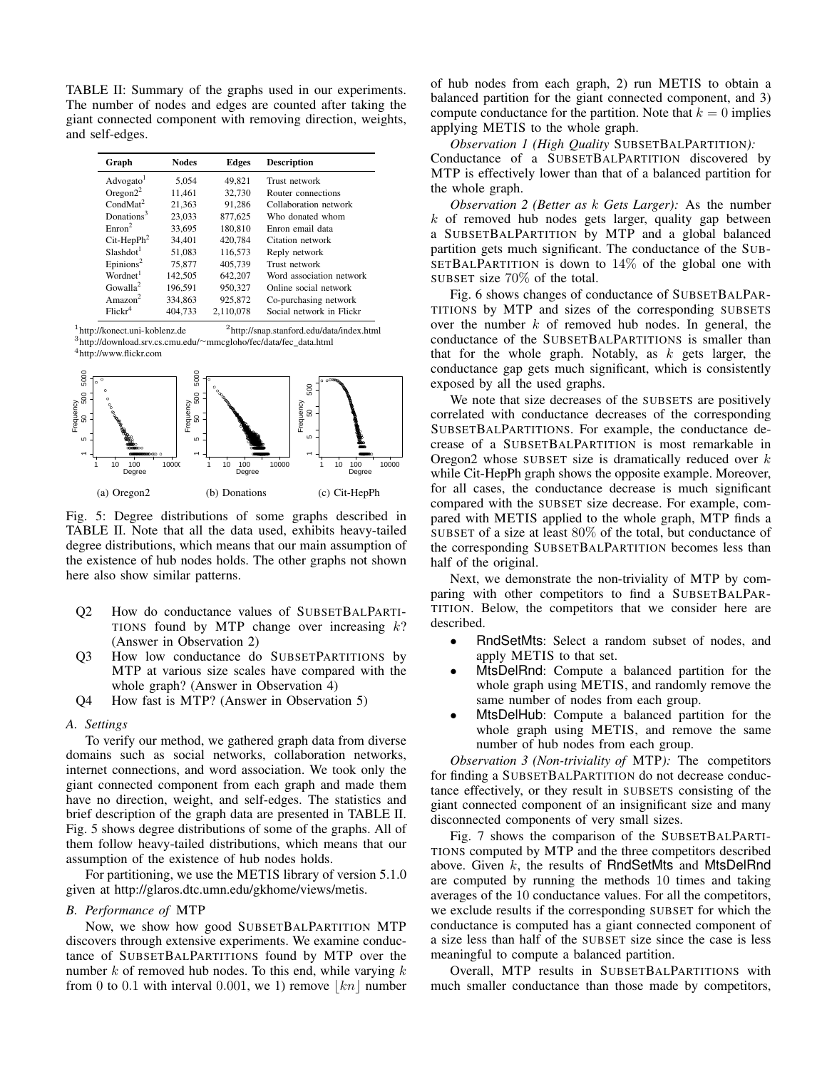TABLE II: Summary of the graphs used in our experiments. The number of nodes and edges are counted after taking the giant connected component with removing direction, weights, and self-edges.

| Graph | Nodes | Edges | Description |
|---|---|---|---|
| Advogato[1] | 5,054 | 49,821 | Trust network |
| Oregon2[2] | 11,461 | 32,730 | Router connections |
| CondMat[2] | 21,363 | 91,286 | Collaboration network |
| Donations[3] | 23,033 | 877,625 | Who donated whom |
| Enron[2] | 33,695 | 180,810 | Enron email data |
| Cit-HepPh[2] | 34,401 | 420,784 | Citation network |
| Slashdot[1] | 51,083 | 116,573 | Reply network |
| Epinions[2] | 75,877 | 405,739 | Trust network |
| Wordnet[1] | 142,505 | 642,207 | Word association network |
| Gowalla[2] | 196,591 | 950,327 | Online social network |
| Amazon[2] | 334,863 | 925,872 | Co-purchasing network |
| Flickr[4] | 404,733 | 2,110,078 | Social network in Flickr |

[1]http://konect.uni-koblenz.de [2]http://snap.stanford.edu/data/index.html
[3]http://download.srv.cs.cmu.edu/~mmcgloho/fec/data/fec_data.html
[4]http://www.flickr.com

(a) Oregon2 (b) Donations (c) Cit-HepPh

Fig. 5: Degree distributions of some graphs described in TABLE II. Note that all the data used, exhibits heavy-tailed degree distributions, which means that our main assumption of the existence of hub nodes holds. The other graphs not shown here also show similar patterns.

- Q2 How do conductance values of SUBSETBALPARTITIONS found by MTP change over increasing $k$? (Answer in Observation 2)
- Q3 How low conductance do SUBSETPARTITIONS by MTP at various size scales have compared with the whole graph? (Answer in Observation 4)
- Q4 How fast is MTP? (Answer in Observation 5)

### A. Settings

To verify our method, we gathered graph data from diverse domains such as social networks, collaboration networks, internet connections, and word association. We took only the giant connected component from each graph and made them have no direction, weight, and self-edges. The statistics and brief description of the graph data are presented in TABLE II. Fig. 5 shows degree distributions of some of the graphs. All of them follow heavy-tailed distributions, which means that our assumption of the existence of hub nodes holds.

For partitioning, we use the METIS library of version 5.1.0 given at http://glaros.dtc.umn.edu/gkhome/views/metis.

### B. Performance of MTP

Now, we show how good SUBSETBALPARTITION MTP discovers through extensive experiments. We examine conductance of SUBSETBALPARTITIONS found by MTP over the number $k$ of removed hub nodes. To this end, while varying $k$ from 0 to 0.1 with interval 0.001, we 1) remove $\lfloor kn \rfloor$ number of hub nodes from each graph, 2) run METIS to obtain a balanced partition for the giant connected component, and 3) compute conductance for the partition. Note that $k = 0$ implies applying METIS to the whole graph.

*Observation 1 (High Quality* SUBSETBALPARTITION*):* Conductance of a SUBSETBALPARTITION discovered by MTP is effectively lower than that of a balanced partition for the whole graph.

*Observation 2 (Better as $k$ Gets Larger):* As the number $k$ of removed hub nodes gets larger, quality gap between a SUBSETBALPARTITION by MTP and a global balanced partition gets much significant. The conductance of the SUBSETBALPARTITION is down to $14\%$ of the global one with SUBSET size $70\%$ of the total.

Fig. 6 shows changes of conductance of SUBSETBALPARTITIONS by MTP and sizes of the corresponding SUBSETS over the number $k$ of removed hub nodes. In general, the conductance of the SUBSETBALPARTITIONS is smaller than that for the whole graph. Notably, as $k$ gets larger, the conductance gap gets much significant, which is consistently exposed by all the used graphs.

We note that size decreases of the SUBSETS are positively correlated with conductance decreases of the corresponding SUBSETBALPARTITIONS. For example, the conductance decrease of a SUBSETBALPARTITION is most remarkable in Oregon2 whose SUBSET size is dramatically reduced over $k$ while Cit-HepPh graph shows the opposite example. Moreover, for all cases, the conductance decrease is much significant compared with the SUBSET size decrease. For example, compared with METIS applied to the whole graph, MTP finds a SUBSET of a size at least $80\%$ of the total, but conductance of the corresponding SUBSETBALPARTITION becomes less than half of the original.

Next, we demonstrate the non-triviality of MTP by comparing with other competitors to find a SUBSETBALPARTITION. Below, the competitors that we consider here are described.

- RndSetMts: Select a random subset of nodes, and apply METIS to that set.
- MtsDelRnd: Compute a balanced partition for the whole graph using METIS, and randomly remove the same number of nodes from each group.
- MtsDelHub: Compute a balanced partition for the whole graph using METIS, and remove the same number of hub nodes from each group.

*Observation 3 (Non-triviality of* MTP*):* The competitors for finding a SUBSETBALPARTITION do not decrease conductance effectively, or they result in SUBSETS consisting of the giant connected component of an insignificant size and many disconnected components of very small sizes.

Fig. 7 shows the comparison of the SUBSETBALPARTITIONS computed by MTP and the three competitors described above. Given $k$, the results of RndSetMts and MtsDelRnd are computed by running the methods 10 times and taking averages of the 10 conductance values. For all the competitors, we exclude results if the corresponding SUBSET for which the conductance is computed has a giant connected component of a size less than half of the SUBSET size since the case is less meaningful to compute a balanced partition.

Overall, MTP results in SUBSETBALPARTITIONS with much smaller conductance than those made by competitors,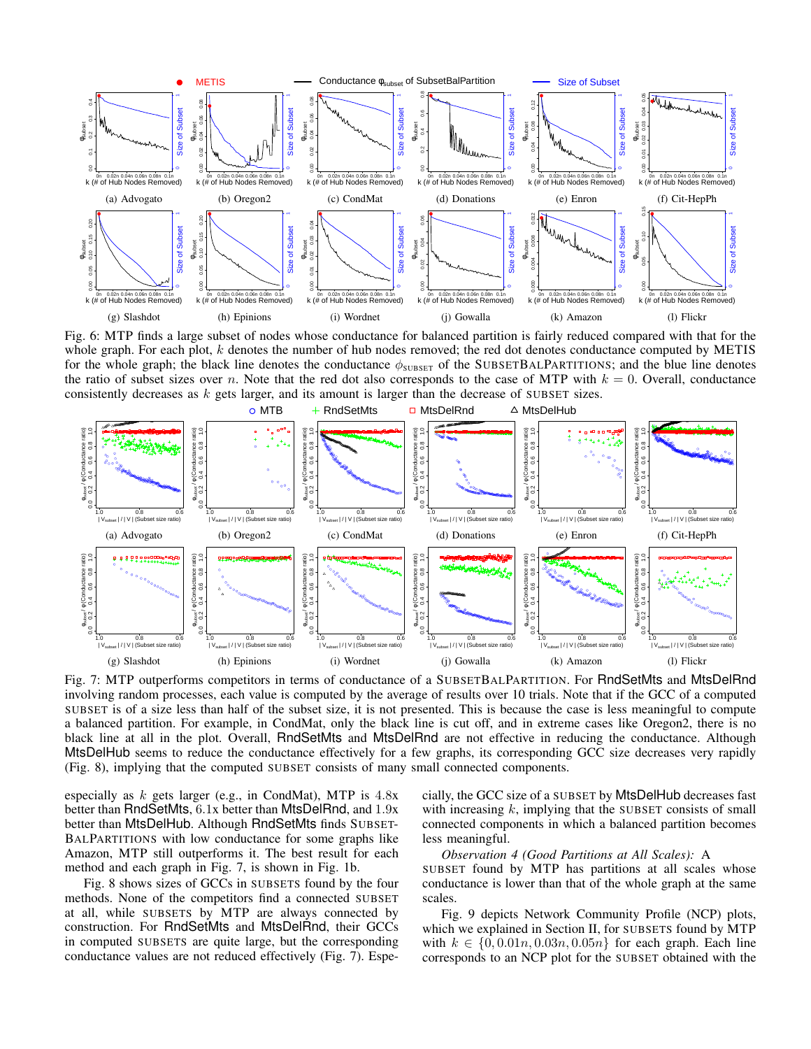(a) Advogato (b) Oregon2 (c) CondMat (d) Donations (e) Enron (f) Cit-HepPh

(g) Slashdot (h) Epinions (i) Wordnet (j) Gowalla (k) Amazon (l) Flickr

Fig. 6: MTP finds a large subset of nodes whose conductance for balanced partition is fairly reduced compared with that for the whole graph. For each plot, $k$ denotes the number of hub nodes removed; the red dot denotes conductance computed by METIS for the whole graph; the black line denotes the conductance $\phi_{\text{SUBSET}}$ of the SUBSETBALPARTITIONS; and the blue line denotes the ratio of subset sizes over $n$. Note that the red dot also corresponds to the case of MTP with $k = 0$. Overall, conductance consistently decreases as $k$ gets larger, and its amount is larger than the decrease of SUBSET sizes.

(a) Advogato (b) Oregon2 (c) CondMat (d) Donations (e) Enron (f) Cit-HepPh

(g) Slashdot (h) Epinions (i) Wordnet (j) Gowalla (k) Amazon (l) Flickr

Fig. 7: MTP outperforms competitors in terms of conductance of a SUBSETBALPARTITION. For RndSetMts and MtsDelRnd involving random processes, each value is computed by the average of results over 10 trials. Note that if the GCC of a computed SUBSET is of a size less than half of the subset size, it is not presented. This is because the case is less meaningful to compute a balanced partition. For example, in CondMat, only the black line is cut off, and in extreme cases like Oregon2, there is no black line at all in the plot. Overall, RndSetMts and MtsDelRnd are not effective in reducing the conductance. Although MtsDelHub seems to reduce the conductance effectively for a few graphs, its corresponding GCC size decreases very rapidly (Fig. 8), implying that the computed SUBSET consists of many small connected components.

especially as $k$ gets larger (e.g., in CondMat), MTP is 4.8x better than RndSetMts, 6.1x better than MtsDelRnd, and 1.9x better than MtsDelHub. Although RndSetMts finds SUBSETBALPARTITIONS with low conductance for some graphs like Amazon, MTP still outperforms it. The best result for each method and each graph in Fig. 7 is shown in Fig. 1b.

Fig. 8 shows sizes of GCCs in SUBSETS found by the four methods. None of the competitors find a connected SUBSET at all, while SUBSETS by MTP are always connected by construction. For RndSetMts and MtsDelRnd, their GCCs in computed SUBSETS are quite large, but the corresponding conductance values are not reduced effectively (Fig. 7). Especially, the GCC size of a SUBSET by MtsDelHub decreases fast with increasing $k$, implying that the SUBSET consists of small connected components in which a balanced partition becomes less meaningful.

*Observation 4 (Good Partitions at All Scales):* A SUBSET found by MTP has partitions at all scales whose conductance is lower than that of the whole graph at the same scales.

Fig. 9 depicts Network Community Profile (NCP) plots, which we explained in Section II, for SUBSETS found by MTP with $k \in \{0, 0.01n, 0.03n, 0.05n\}$ for each graph. Each line corresponds to an NCP plot for the SUBSET obtained with the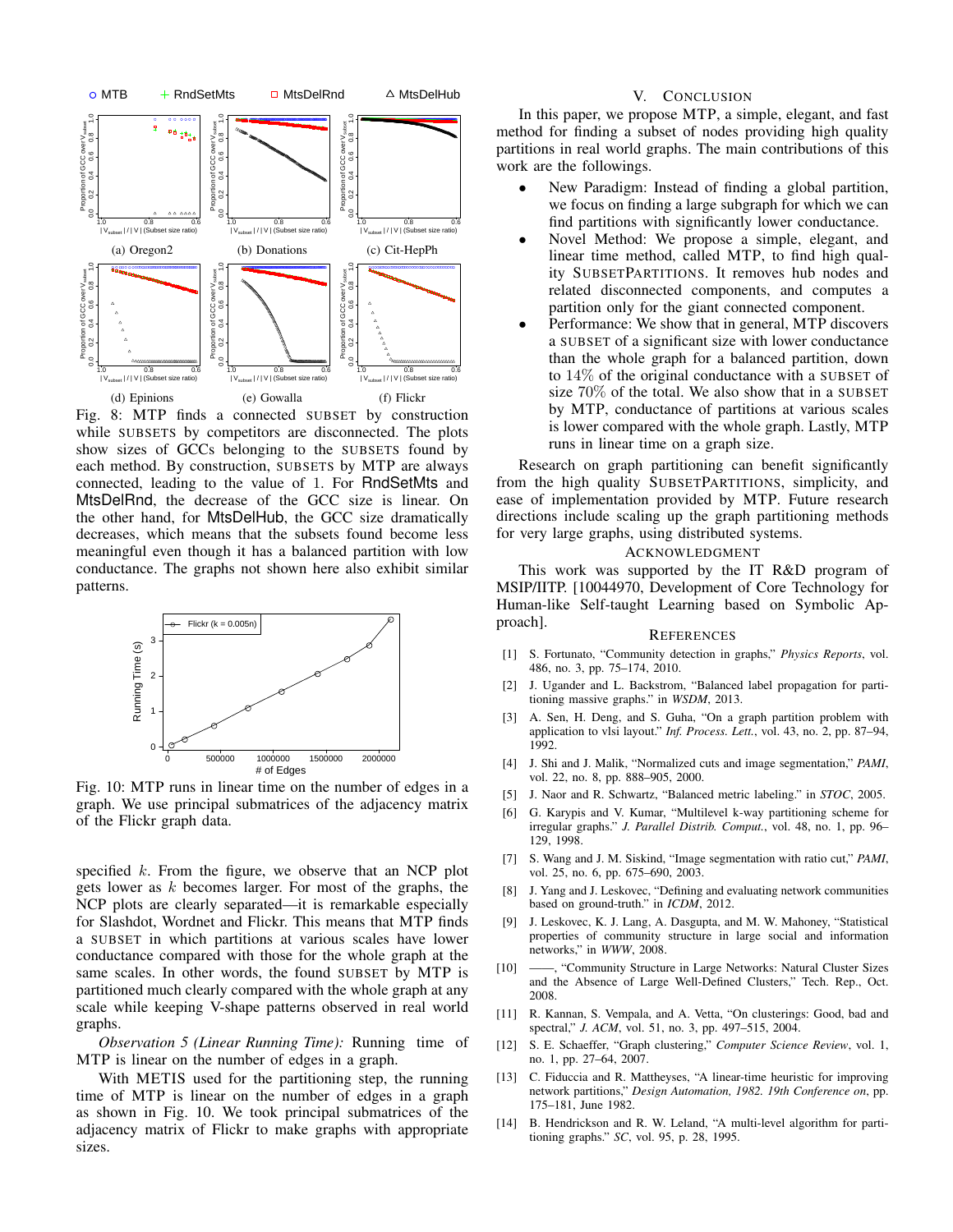MTB RndSetMts MtsDelRnd MtsDelHub

Proportion of GCC over $V_{subset}$

$|V_{subset}| / |V|$ (Subset size ratio)

(a) Oregon2

(b) Donations

(c) Cit-HepPh

(d) Epinions

(e) Gowalla

(f) Flickr

Fig. 8: MTP finds a connected SUBSET by construction while SUBSETS by competitors are disconnected. The plots show sizes of GCCs belonging to the SUBSETS found by each method. By construction, SUBSETS by MTP are always connected, leading to the value of 1. For RndSetMts and MtsDelRnd, the decrease of the GCC size is linear. On the other hand, for MtsDelHub, the GCC size dramatically decreases, which means that the subsets found become less meaningful even though it has a balanced partition with low conductance. The graphs not shown here also exhibit similar patterns.

Flickr (k = 0.005n)

Running Time (s)

\# of Edges

Fig. 10: MTP runs in linear time on the number of edges in a graph. We use principal submatrices of the adjacency matrix of the Flickr graph data.

specified $k$. From the figure, we observe that an NCP plot gets lower as $k$ becomes larger. For most of the graphs, the NCP plots are clearly separated—it is remarkable especially for Slashdot, Wordnet and Flickr. This means that MTP finds a SUBSET in which partitions at various scales have lower conductance compared with those for the whole graph at the same scales. In other words, the found SUBSET by MTP is partitioned much clearly compared with the whole graph at any scale while keeping V-shape patterns observed in real world graphs.

*Observation 5 (Linear Running Time):* Running time of MTP is linear on the number of edges in a graph.

With METIS used for the partitioning step, the running time of MTP is linear on the number of edges in a graph as shown in Fig. 10. We took principal submatrices of the adjacency matrix of Flickr to make graphs with appropriate sizes.

## V. Conclusion

In this paper, we propose MTP, a simple, elegant, and fast method for finding a subset of nodes providing high quality partitions in real world graphs. The main contributions of this work are the followings.

- New Paradigm: Instead of finding a global partition, we focus on finding a large subgraph for which we can find partitions with significantly lower conductance.
- Novel Method: We propose a simple, elegant, and linear time method, called MTP, to find high quality SUBSETPARTITIONS. It removes hub nodes and related disconnected components, and computes a partition only for the giant connected component.
- Performance: We show that in general, MTP discovers a SUBSET of a significant size with lower conductance than the whole graph for a balanced partition, down to 14% of the original conductance with a SUBSET of size 70% of the total. We also show that in a SUBSET by MTP, conductance of partitions at various scales is lower compared with the whole graph. Lastly, MTP runs in linear time on a graph size.

Research on graph partitioning can benefit significantly from the high quality SUBSETPARTITIONS, simplicity, and ease of implementation provided by MTP. Future research directions include scaling up the graph partitioning methods for very large graphs, using distributed systems.

## Acknowledgment

This work was supported by the IT R&D program of MSIP/IITP. [10044970, Development of Core Technology for Human-like Self-taught Learning based on Symbolic Approach].

## References

[1] S. Fortunato, "Community detection in graphs," *Physics Reports*, vol. 486, no. 3, pp. 75–174, 2010.

[2] J. Ugander and L. Backstrom, "Balanced label propagation for partitioning massive graphs." in *WSDM*, 2013.

[3] A. Sen, H. Deng, and S. Guha, "On a graph partition problem with application to vlsi layout." *Inf. Process. Lett.*, vol. 43, no. 2, pp. 87–94, 1992.

[4] J. Shi and J. Malik, "Normalized cuts and image segmentation," *PAMI*, vol. 22, no. 8, pp. 888–905, 2000.

[5] J. Naor and R. Schwartz, "Balanced metric labeling." in *STOC*, 2005.

[6] G. Karypis and V. Kumar, "Multilevel k-way partitioning scheme for irregular graphs." *J. Parallel Distrib. Comput.*, vol. 48, no. 1, pp. 96–129, 1998.

[7] S. Wang and J. M. Siskind, "Image segmentation with ratio cut," *PAMI*, vol. 25, no. 6, pp. 675–690, 2003.

[8] J. Yang and J. Leskovec, "Defining and evaluating network communities based on ground-truth." in *ICDM*, 2012.

[9] J. Leskovec, K. J. Lang, A. Dasgupta, and M. W. Mahoney, "Statistical properties of community structure in large social and information networks," in *WWW*, 2008.

[10] ——, "Community Structure in Large Networks: Natural Cluster Sizes and the Absence of Large Well-Defined Clusters," Tech. Rep., Oct. 2008.

[11] R. Kannan, S. Vempala, and A. Vetta, "On clusterings: Good, bad and spectral," *J. ACM*, vol. 51, no. 3, pp. 497–515, 2004.

[12] S. E. Schaeffer, "Graph clustering," *Computer Science Review*, vol. 1, no. 1, pp. 27–64, 2007.

[13] C. Fiduccia and R. Mattheyses, "A linear-time heuristic for improving network partitions," *Design Automation, 1982. 19th Conference on*, pp. 175–181, June 1982.

[14] B. Hendrickson and R. W. Leland, "A multi-level algorithm for partitioning graphs." *SC*, vol. 95, p. 28, 1995.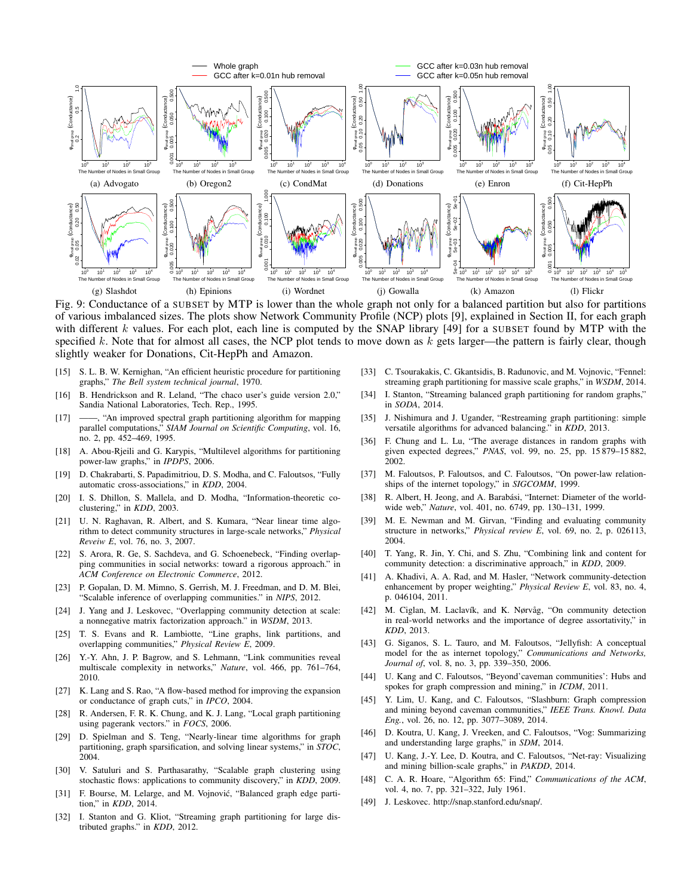Whole graph
GCC after k=0.01n hub removal
GCC after k=0.03n hub removal
GCC after k=0.05n hub removal

(a) Advogato
(b) Oregon2
(c) CondMat
(d) Donations
(e) Enron
(f) Cit-HepPh
(g) Slashdot
(h) Epinions
(i) Wordnet
(j) Gowalla
(k) Amazon
(l) Flickr

The Number of Nodes in Small Group

$\phi_{small\ group}$ (Conductance)

Fig. 9: Conductance of a SUBSET by MTP is lower than the whole graph not only for a balanced partition but also for partitions of various imbalanced sizes. The plots show Network Community Profile (NCP) plots [9], explained in Section II, for each graph with different $k$ values. For each plot, each line is computed by the SNAP library [49] for a SUBSET found by MTP with the specified $k$. Note that for almost all cases, the NCP plot tends to move down as $k$ gets larger—the pattern is fairly clear, though slightly weaker for Donations, Cit-HepPh and Amazon.

[15] S. L. B. W. Kernighan, "An efficient heuristic procedure for partitioning graphs," *The Bell system technical journal*, 1970.

[16] B. Hendrickson and R. Leland, "The chaco user's guide version 2.0," Sandia National Laboratories, Tech. Rep., 1995.

[17] ——, "An improved spectral graph partitioning algorithm for mapping parallel computations," *SIAM Journal on Scientific Computing*, vol. 16, no. 2, pp. 452–469, 1995.

[18] A. Abou-Rjeili and G. Karypis, "Multilevel algorithms for partitioning power-law graphs," in *IPDPS*, 2006.

[19] D. Chakrabarti, S. Papadimitriou, D. S. Modha, and C. Faloutsos, "Fully automatic cross-associations," in *KDD*, 2004.

[20] I. S. Dhillon, S. Mallela, and D. Modha, "Information-theoretic co-clustering," in *KDD*, 2003.

[21] U. N. Raghavan, R. Albert, and S. Kumara, "Near linear time algorithm to detect community structures in large-scale networks," *Physical Reveiw E*, vol. 76, no. 3, 2007.

[22] S. Arora, R. Ge, S. Sachdeva, and G. Schoenebeck, "Finding overlapping communities in social networks: toward a rigorous approach." in *ACM Conference on Electronic Commerce*, 2012.

[23] P. Gopalan, D. M. Mimno, S. Gerrish, M. J. Freedman, and D. M. Blei, "Scalable inference of overlapping communities." in *NIPS*, 2012.

[24] J. Yang and J. Leskovec, "Overlapping community detection at scale: a nonnegative matrix factorization approach." in *WSDM*, 2013.

[25] T. S. Evans and R. Lambiotte, "Line graphs, link partitions, and overlapping communities," *Physical Review E*, 2009.

[26] Y.-Y. Ahn, J. P. Bagrow, and S. Lehmann, "Link communities reveal multiscale complexity in networks," *Nature*, vol. 466, pp. 761–764, 2010.

[27] K. Lang and S. Rao, "A flow-based method for improving the expansion or conductance of graph cuts," in *IPCO*, 2004.

[28] R. Andersen, F. R. K. Chung, and K. J. Lang, "Local graph partitioning using pagerank vectors," in *FOCS*, 2006.

[29] D. Spielman and S. Teng, "Nearly-linear time algorithms for graph partitioning, graph sparsification, and solving linear systems," in *STOC*, 2004.

[30] V. Satuluri and S. Parthasarathy, "Scalable graph clustering using stochastic flows: applications to community discovery," in *KDD*, 2009.

[31] F. Bourse, M. Lelarge, and M. Vojnović, "Balanced graph edge partition," in *KDD*, 2014.

[32] I. Stanton and G. Kliot, "Streaming graph partitioning for large distributed graphs." in *KDD*, 2012.

[33] C. Tsourakakis, C. Gkantsidis, B. Radunovic, and M. Vojnovic, "Fennel: streaming graph partitioning for massive scale graphs," in *WSDM*, 2014.

[34] I. Stanton, "Streaming balanced graph partitioning for random graphs," in *SODA*, 2014.

[35] J. Nishimura and J. Ugander, "Restreaming graph partitioning: simple versatile algorithms for advanced balancing." in *KDD*, 2013.

[36] F. Chung and L. Lu, "The average distances in random graphs with given expected degrees," *PNAS*, vol. 99, no. 25, pp. 15 879–15 882, 2002.

[37] M. Faloutsos, P. Faloutsos, and C. Faloutsos, "On power-law relationships of the internet topology," in *SIGCOMM*, 1999.

[38] R. Albert, H. Jeong, and A. Barabási, "Internet: Diameter of the world-wide web," *Nature*, vol. 401, no. 6749, pp. 130–131, 1999.

[39] M. E. Newman and M. Girvan, "Finding and evaluating community structure in networks," *Physical review E*, vol. 69, no. 2, p. 026113, 2004.

[40] T. Yang, R. Jin, Y. Chi, and S. Zhu, "Combining link and content for community detection: a discriminative approach," in *KDD*, 2009.

[41] A. Khadivi, A. A. Rad, and M. Hasler, "Network community-detection enhancement by proper weighting," *Physical Review E*, vol. 83, no. 4, p. 046104, 2011.

[42] M. Ciglan, M. Laclavík, and K. Nørvåg, "On community detection in real-world networks and the importance of degree assortativity," in *KDD*, 2013.

[43] G. Siganos, S. L. Tauro, and M. Faloutsos, "Jellyfish: A conceptual model for the as internet topology," *Communications and Networks, Journal of*, vol. 8, no. 3, pp. 339–350, 2006.

[44] U. Kang and C. Faloutsos, "Beyond'caveman communities': Hubs and spokes for graph compression and mining," in *ICDM*, 2011.

[45] Y. Lim, U. Kang, and C. Faloutsos, "Slashburn: Graph compression and mining beyond caveman communities," *IEEE Trans. Knowl. Data Eng.*, vol. 26, no. 12, pp. 3077–3089, 2014.

[46] D. Koutra, U. Kang, J. Vreeken, and C. Faloutsos, "Vog: Summarizing and understanding large graphs," in *SDM*, 2014.

[47] U. Kang, J.-Y. Lee, D. Koutra, and C. Faloutsos, "Net-ray: Visualizing and mining billion-scale graphs," in *PAKDD*, 2014.

[48] C. A. R. Hoare, "Algorithm 65: Find," *Communications of the ACM*, vol. 4, no. 7, pp. 321–322, July 1961.

[49] J. Leskovec. http://snap.stanford.edu/snap/.